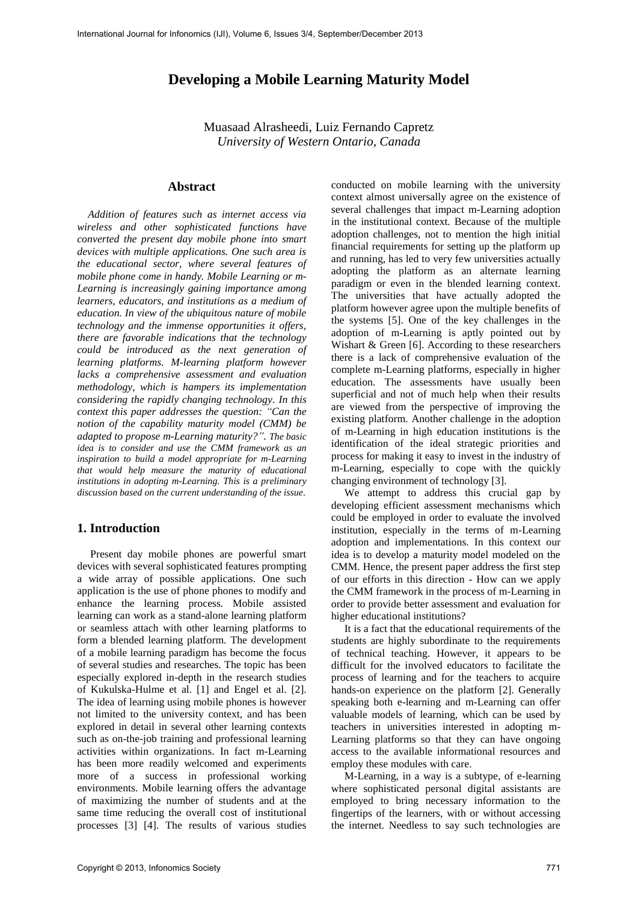# Developing a Mobile Learning Maturity Model

Muasaad Alrasheedi, Luiz Fernando Capretz
*University of Western Ontario, Canada*

## Abstract

*Addition of features such as internet access via wireless and other sophisticated functions have converted the present day mobile phone into smart devices with multiple applications. One such area is the educational sector, where several features of mobile phone come in handy. Mobile Learning or m-Learning is increasingly gaining importance among learners, educators, and institutions as a medium of education. In view of the ubiquitous nature of mobile technology and the immense opportunities it offers, there are favorable indications that the technology could be introduced as the next generation of learning platforms. M-learning platform however lacks a comprehensive assessment and evaluation methodology, which is hampers its implementation considering the rapidly changing technology. In this context this paper addresses the question: "Can the notion of the capability maturity model (CMM) be adapted to propose m-Learning maturity?". The basic idea is to consider and use the CMM framework as an inspiration to build a model appropriate for m-Learning that would help measure the maturity of educational institutions in adopting m-Learning. This is a preliminary discussion based on the current understanding of the issue.*

## 1. Introduction

Present day mobile phones are powerful smart devices with several sophisticated features prompting a wide array of possible applications. One such application is the use of phone phones to modify and enhance the learning process. Mobile assisted learning can work as a stand-alone learning platform or seamless attach with other learning platforms to form a blended learning platform. The development of a mobile learning paradigm has become the focus of several studies and researches. The topic has been especially explored in-depth in the research studies of Kukulska-Hulme et al. [1] and Engel et al. [2]. The idea of learning using mobile phones is however not limited to the university context, and has been explored in detail in several other learning contexts such as on-the-job training and professional learning activities within organizations. In fact m-Learning has been more readily welcomed and experiments more of a success in professional working environments. Mobile learning offers the advantage of maximizing the number of students and at the same time reducing the overall cost of institutional processes [3] [4]. The results of various studies conducted on mobile learning with the university context almost universally agree on the existence of several challenges that impact m-Learning adoption in the institutional context. Because of the multiple adoption challenges, not to mention the high initial financial requirements for setting up the platform up and running, has led to very few universities actually adopting the platform as an alternate learning paradigm or even in the blended learning context. The universities that have actually adopted the platform however agree upon the multiple benefits of the systems [5]. One of the key challenges in the adoption of m-Learning is aptly pointed out by Wishart & Green [6]. According to these researchers there is a lack of comprehensive evaluation of the complete m-Learning platforms, especially in higher education. The assessments have usually been superficial and not of much help when their results are viewed from the perspective of improving the existing platform. Another challenge in the adoption of m-Learning in high education institutions is the identification of the ideal strategic priorities and process for making it easy to invest in the industry of m-Learning, especially to cope with the quickly changing environment of technology [3].

We attempt to address this crucial gap by developing efficient assessment mechanisms which could be employed in order to evaluate the involved institution, especially in the terms of m-Learning adoption and implementations. In this context our idea is to develop a maturity model modeled on the CMM. Hence, the present paper address the first step of our efforts in this direction - How can we apply the CMM framework in the process of m-Learning in order to provide better assessment and evaluation for higher educational institutions?

It is a fact that the educational requirements of the students are highly subordinate to the requirements of technical teaching. However, it appears to be difficult for the involved educators to facilitate the process of learning and for the teachers to acquire hands-on experience on the platform [2]. Generally speaking both e-learning and m-Learning can offer valuable models of learning, which can be used by teachers in universities interested in adopting m-Learning platforms so that they can have ongoing access to the available informational resources and employ these modules with care.

M-Learning, in a way is a subtype, of e-learning where sophisticated personal digital assistants are employed to bring necessary information to the fingertips of the learners, with or without accessing the internet. Needless to say such technologies are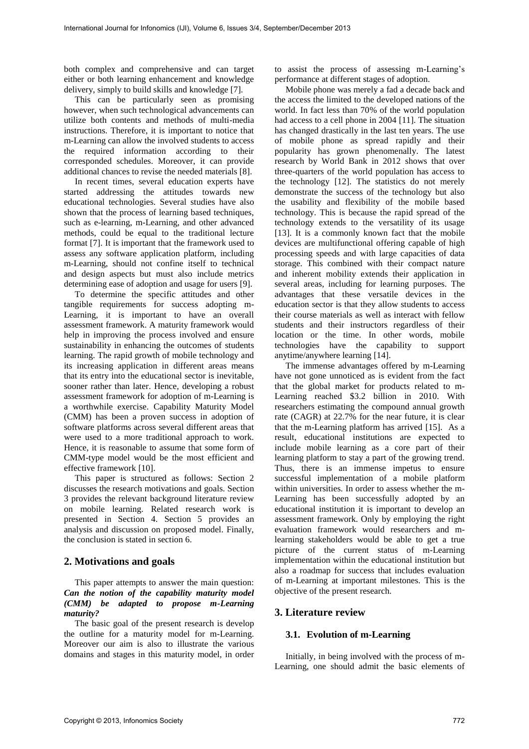both complex and comprehensive and can target either or both learning enhancement and knowledge delivery, simply to build skills and knowledge [7].

This can be particularly seen as promising however, when such technological advancements can utilize both contents and methods of multi-media instructions. Therefore, it is important to notice that m-Learning can allow the involved students to access the required information according to their corresponded schedules. Moreover, it can provide additional chances to revise the needed materials [8].

In recent times, several education experts have started addressing the attitudes towards new educational technologies. Several studies have also shown that the process of learning based techniques, such as e-learning, m-Learning, and other advanced methods, could be equal to the traditional lecture format [7]. It is important that the framework used to assess any software application platform, including m-Learning, should not confine itself to technical and design aspects but must also include metrics determining ease of adoption and usage for users [9].

To determine the specific attitudes and other tangible requirements for success adopting m-Learning, it is important to have an overall assessment framework. A maturity framework would help in improving the process involved and ensure sustainability in enhancing the outcomes of students learning. The rapid growth of mobile technology and its increasing application in different areas means that its entry into the educational sector is inevitable, sooner rather than later. Hence, developing a robust assessment framework for adoption of m-Learning is a worthwhile exercise. Capability Maturity Model (CMM) has been a proven success in adoption of software platforms across several different areas that were used to a more traditional approach to work. Hence, it is reasonable to assume that some form of CMM-type model would be the most efficient and effective framework [10].

This paper is structured as follows: Section 2 discusses the research motivations and goals. Section 3 provides the relevant background literature review on mobile learning. Related research work is presented in Section 4. Section 5 provides an analysis and discussion on proposed model. Finally, the conclusion is stated in section 6.

## 2. Motivations and goals

This paper attempts to answer the main question: ***Can the notion of the capability maturity model (CMM) be adapted to propose m-Learning maturity?***

The basic goal of the present research is develop the outline for a maturity model for m-Learning. Moreover our aim is also to illustrate the various domains and stages in this maturity model, in order to assist the process of assessing m-Learning's performance at different stages of adoption.

Mobile phone was merely a fad a decade back and the access the limited to the developed nations of the world. In fact less than 70% of the world population had access to a cell phone in 2004 [11]. The situation has changed drastically in the last ten years. The use of mobile phone as spread rapidly and their popularity has grown phenomenally. The latest research by World Bank in 2012 shows that over three-quarters of the world population has access to the technology [12]. The statistics do not merely demonstrate the success of the technology but also the usability and flexibility of the mobile based technology. This is because the rapid spread of the technology extends to the versatility of its usage [13]. It is a commonly known fact that the mobile devices are multifunctional offering capable of high processing speeds and with large capacities of data storage. This combined with their compact nature and inherent mobility extends their application in several areas, including for learning purposes. The advantages that these versatile devices in the education sector is that they allow students to access their course materials as well as interact with fellow students and their instructors regardless of their location or the time. In other words, mobile technologies have the capability to support anytime/anywhere learning [14].

The immense advantages offered by m-Learning have not gone unnoticed as is evident from the fact that the global market for products related to m-Learning reached $3.2 billion in 2010. With researchers estimating the compound annual growth rate (CAGR) at 22.7% for the near future, it is clear that the m-Learning platform has arrived [15]. As a result, educational institutions are expected to include mobile learning as a core part of their learning platform to stay a part of the growing trend. Thus, there is an immense impetus to ensure successful implementation of a mobile platform within universities. In order to assess whether the m-Learning has been successfully adopted by an educational institution it is important to develop an assessment framework. Only by employing the right evaluation framework would researchers and m-learning stakeholders would be able to get a true picture of the current status of m-Learning implementation within the educational institution but also a roadmap for success that includes evaluation of m-Learning at important milestones. This is the objective of the present research.

## 3. Literature review

### 3.1. Evolution of m-Learning

Initially, in being involved with the process of m-Learning, one should admit the basic elements of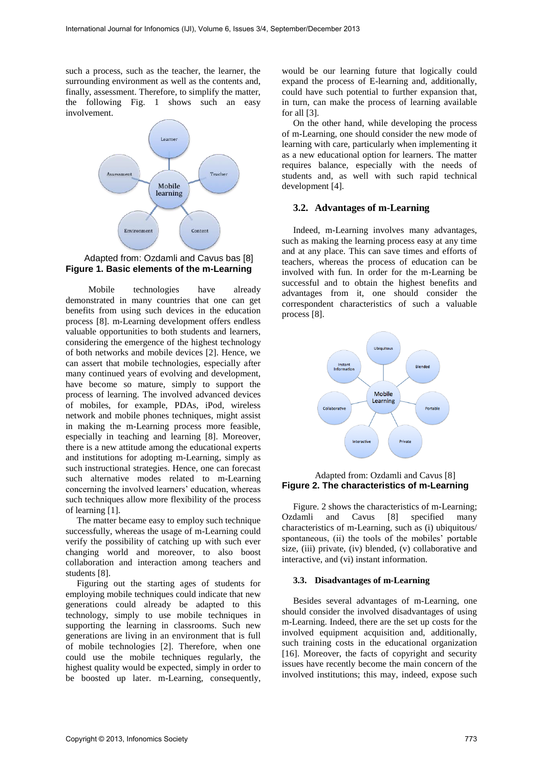such a process, such as the teacher, the learner, the surrounding environment as well as the contents and, finally, assessment. Therefore, to simplify the matter, the following Fig. 1 shows such an easy involvement.

Adapted from: Ozdamli and Cavus bas [8]
**Figure 1. Basic elements of the m-Learning**

Mobile technologies have already demonstrated in many countries that one can get benefits from using such devices in the education process [8]. m-Learning development offers endless valuable opportunities to both students and learners, considering the emergence of the highest technology of both networks and mobile devices [2]. Hence, we can assert that mobile technologies, especially after many continued years of evolving and development, have become so mature, simply to support the process of learning. The involved advanced devices of mobiles, for example, PDAs, iPod, wireless network and mobile phones techniques, might assist in making the m-Learning process more feasible, especially in teaching and learning [8]. Moreover, there is a new attitude among the educational experts and institutions for adopting m-Learning, simply as such instructional strategies. Hence, one can forecast such alternative modes related to m-Learning concerning the involved learners' education, whereas such techniques allow more flexibility of the process of learning [1].

The matter became easy to employ such technique successfully, whereas the usage of m-Learning could verify the possibility of catching up with such ever changing world and moreover, to also boost collaboration and interaction among teachers and students [8].

Figuring out the starting ages of students for employing mobile techniques could indicate that new generations could already be adapted to this technology, simply to use mobile techniques in supporting the learning in classrooms. Such new generations are living in an environment that is full of mobile technologies [2]. Therefore, when one could use the mobile techniques regularly, the highest quality would be expected, simply in order to be boosted up later. m-Learning, consequently, would be our learning future that logically could expand the process of E-learning and, additionally, could have such potential to further expansion that, in turn, can make the process of learning available for all [3].

On the other hand, while developing the process of m-Learning, one should consider the new mode of learning with care, particularly when implementing it as a new educational option for learners. The matter requires balance, especially with the needs of students and, as well with such rapid technical development [4].

### 3.2. Advantages of m-Learning

Indeed, m-Learning involves many advantages, such as making the learning process easy at any time and at any place. This can save times and efforts of teachers, whereas the process of education can be involved with fun. In order for the m-Learning be successful and to obtain the highest benefits and advantages from it, one should consider the correspondent characteristics of such a valuable process [8].

Adapted from: Ozdamli and Cavus [8]
**Figure 2. The characteristics of m-Learning**

Figure. 2 shows the characteristics of m-Learning; Ozdamli and Cavus [8] specified many characteristics of m-Learning, such as (i) ubiquitous/ spontaneous, (ii) the tools of the mobiles' portable size, (iii) private, (iv) blended, (v) collaborative and interactive, and (vi) instant information.

### 3.3. Disadvantages of m-Learning

Besides several advantages of m-Learning, one should consider the involved disadvantages of using m-Learning. Indeed, there are the set up costs for the involved equipment acquisition and, additionally, such training costs in the educational organization [16]. Moreover, the facts of copyright and security issues have recently become the main concern of the involved institutions; this may, indeed, expose such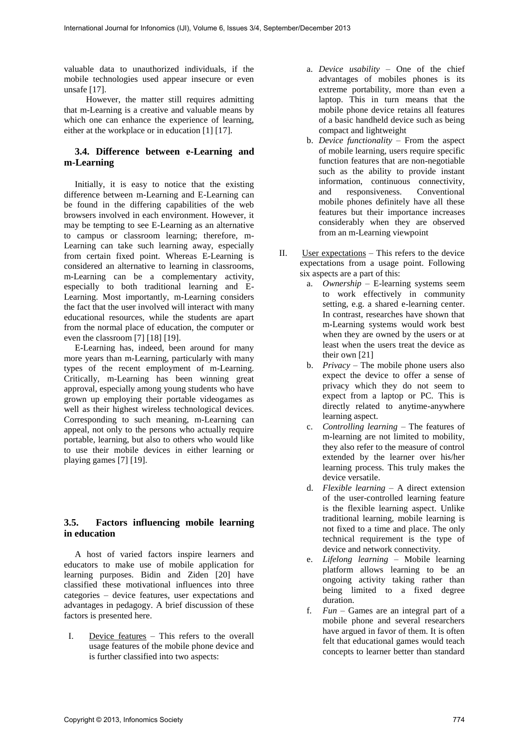valuable data to unauthorized individuals, if the mobile technologies used appear insecure or even unsafe [17].

However, the matter still requires admitting that m-Learning is a creative and valuable means by which one can enhance the experience of learning, either at the workplace or in education [1] [17].

### 3.4. Difference between e-Learning and m-Learning

Initially, it is easy to notice that the existing difference between m-Learning and E-Learning can be found in the differing capabilities of the web browsers involved in each environment. However, it may be tempting to see E-Learning as an alternative to campus or classroom learning; therefore, m-Learning can take such learning away, especially from certain fixed point. Whereas E-Learning is considered an alternative to learning in classrooms, m-Learning can be a complementary activity, especially to both traditional learning and E-Learning. Most importantly, m-Learning considers the fact that the user involved will interact with many educational resources, while the students are apart from the normal place of education, the computer or even the classroom [7] [18] [19].

E-Learning has, indeed, been around for many more years than m-Learning, particularly with many types of the recent employment of m-Learning. Critically, m-Learning has been winning great approval, especially among young students who have grown up employing their portable videogames as well as their highest wireless technological devices. Corresponding to such meaning, m-Learning can appeal, not only to the persons who actually require portable, learning, but also to others who would like to use their mobile devices in either learning or playing games [7] [19].

### 3.5. Factors influencing mobile learning in education

A host of varied factors inspire learners and educators to make use of mobile application for learning purposes. Bidin and Ziden [20] have classified these motivational influences into three categories – device features, user expectations and advantages in pedagogy. A brief discussion of these factors is presented here.

I. <u>Device features</u> – This refers to the overall usage features of the mobile phone device and is further classified into two aspects:

   a. *Device usability* – One of the chief advantages of mobiles phones is its extreme portability, more than even a laptop. This in turn means that the mobile phone device retains all features of a basic handheld device such as being compact and lightweight

   b. *Device functionality* – From the aspect of mobile learning, users require specific function features that are non-negotiable such as the ability to provide instant information, continuous connectivity, and responsiveness. Conventional mobile phones definitely have all these features but their importance increases considerably when they are observed from an m-Learning viewpoint

II. <u>User expectations</u> – This refers to the device expectations from a usage point. Following six aspects are a part of this:

   a. *Ownership* – E-learning systems seem to work effectively in community setting, e.g. a shared e-learning center. In contrast, researches have shown that m-Learning systems would work best when they are owned by the users or at least when the users treat the device as their own [21]

   b. *Privacy* – The mobile phone users also expect the device to offer a sense of privacy which they do not seem to expect from a laptop or PC. This is directly related to anytime-anywhere learning aspect.

   c. *Controlling learning* – The features of m-learning are not limited to mobility, they also refer to the measure of control extended by the learner over his/her learning process. This truly makes the device versatile.

   d. *Flexible learning* – A direct extension of the user-controlled learning feature is the flexible learning aspect. Unlike traditional learning, mobile learning is not fixed to a time and place. The only technical requirement is the type of device and network connectivity.

   e. *Lifelong learning* – Mobile learning platform allows learning to be an ongoing activity taking rather than being limited to a fixed degree duration.

   f. *Fun* – Games are an integral part of a mobile phone and several researchers have argued in favor of them. It is often felt that educational games would teach concepts to learner better than standard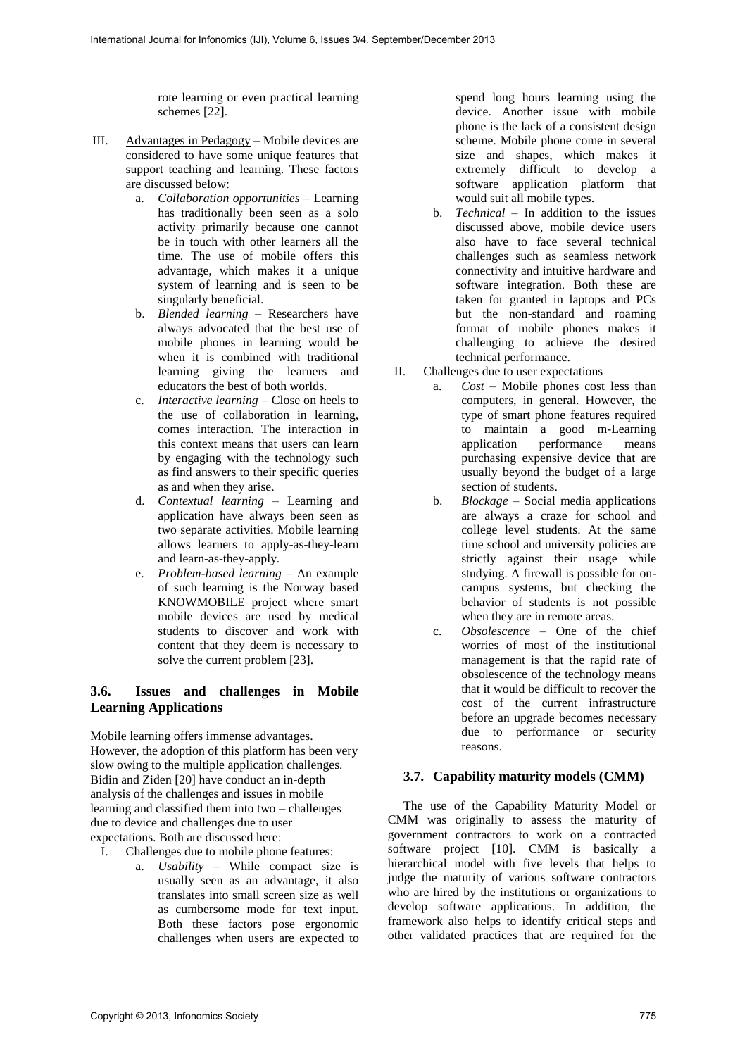rote learning or even practical learning schemes [22].

III. Advantages in Pedagogy – Mobile devices are considered to have some unique features that support teaching and learning. These factors are discussed below:
   a. *Collaboration opportunities* – Learning has traditionally been seen as a solo activity primarily because one cannot be in touch with other learners all the time. The use of mobile offers this advantage, which makes it a unique system of learning and is seen to be singularly beneficial.
   b. *Blended learning* – Researchers have always advocated that the best use of mobile phones in learning would be when it is combined with traditional learning giving the learners and educators the best of both worlds.
   c. *Interactive learning* – Close on heels to the use of collaboration in learning, comes interaction. The interaction in this context means that users can learn by engaging with the technology such as find answers to their specific queries as and when they arise.
   d. *Contextual learning* – Learning and application have always been seen as two separate activities. Mobile learning allows learners to apply-as-they-learn and learn-as-they-apply.
   e. *Problem-based learning* – An example of such learning is the Norway based KNOWMOBILE project where smart mobile devices are used by medical students to discover and work with content that they deem is necessary to solve the current problem [23].

### 3.6. Issues and challenges in Mobile Learning Applications

Mobile learning offers immense advantages. However, the adoption of this platform has been very slow owing to the multiple application challenges. Bidin and Ziden [20] have conduct an in-depth analysis of the challenges and issues in mobile learning and classified them into two – challenges due to device and challenges due to user expectations. Both are discussed here:

I. Challenges due to mobile phone features:
   a. *Usability* – While compact size is usually seen as an advantage, it also translates into small screen size as well as cumbersome mode for text input. Both these factors pose ergonomic challenges when users are expected to spend long hours learning using the device. Another issue with mobile phone is the lack of a consistent design scheme. Mobile phone come in several size and shapes, which makes it extremely difficult to develop a software application platform that would suit all mobile types.
   b. *Technical* – In addition to the issues discussed above, mobile device users also have to face several technical challenges such as seamless network connectivity and intuitive hardware and software integration. Both these are taken for granted in laptops and PCs but the non-standard and roaming format of mobile phones makes it challenging to achieve the desired technical performance.

II. Challenges due to user expectations
   a. *Cost* – Mobile phones cost less than computers, in general. However, the type of smart phone features required to maintain a good m-Learning application performance means purchasing expensive device that are usually beyond the budget of a large section of students.
   b. *Blockage* – Social media applications are always a craze for school and college level students. At the same time school and university policies are strictly against their usage while studying. A firewall is possible for on-campus systems, but checking the behavior of students is not possible when they are in remote areas.
   c. *Obsolescence* – One of the chief worries of most of the institutional management is that the rapid rate of obsolescence of the technology means that it would be difficult to recover the cost of the current infrastructure before an upgrade becomes necessary due to performance or security reasons.

### 3.7. Capability maturity models (CMM)

The use of the Capability Maturity Model or CMM was originally to assess the maturity of government contractors to work on a contracted software project [10]. CMM is basically a hierarchical model with five levels that helps to judge the maturity of various software contractors who are hired by the institutions or organizations to develop software applications. In addition, the framework also helps to identify critical steps and other validated practices that are required for the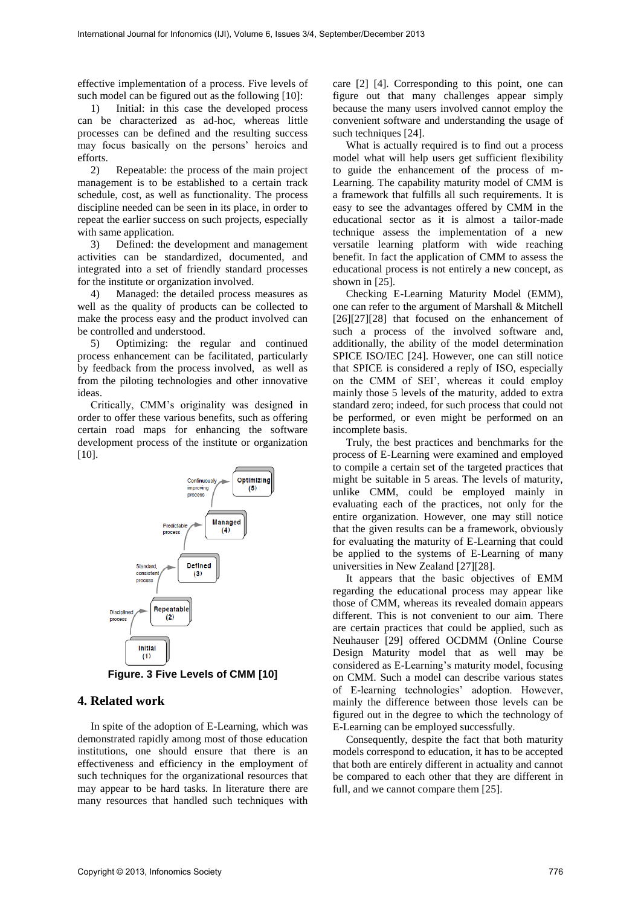effective implementation of a process. Five levels of such model can be figured out as the following [10]:

1) Initial: in this case the developed process can be characterized as ad-hoc, whereas little processes can be defined and the resulting success may focus basically on the persons' heroics and efforts.

2) Repeatable: the process of the main project management is to be established to a certain track schedule, cost, as well as functionality. The process discipline needed can be seen in its place, in order to repeat the earlier success on such projects, especially with same application.

3) Defined: the development and management activities can be standardized, documented, and integrated into a set of friendly standard processes for the institute or organization involved.

4) Managed: the detailed process measures as well as the quality of products can be collected to make the process easy and the product involved can be controlled and understood.

5) Optimizing: the regular and continued process enhancement can be facilitated, particularly by feedback from the process involved, as well as from the piloting technologies and other innovative ideas.

Critically, CMM's originality was designed in order to offer these various benefits, such as offering certain road maps for enhancing the software development process of the institute or organization [10].

**Figure. 3 Five Levels of CMM [10]**

## 4. Related work

In spite of the adoption of E-Learning, which was demonstrated rapidly among most of those education institutions, one should ensure that there is an effectiveness and efficiency in the employment of such techniques for the organizational resources that may appear to be hard tasks. In literature there are many resources that handled such techniques with care [2] [4]. Corresponding to this point, one can figure out that many challenges appear simply because the many users involved cannot employ the convenient software and understanding the usage of such techniques [24].

What is actually required is to find out a process model what will help users get sufficient flexibility to guide the enhancement of the process of m-Learning. The capability maturity model of CMM is a framework that fulfills all such requirements. It is easy to see the advantages offered by CMM in the educational sector as it is almost a tailor-made technique assess the implementation of a new versatile learning platform with wide reaching benefit. In fact the application of CMM to assess the educational process is not entirely a new concept, as shown in [25].

Checking E-Learning Maturity Model (EMM), one can refer to the argument of Marshall & Mitchell [26][27][28] that focused on the enhancement of such a process of the involved software and, additionally, the ability of the model determination SPICE ISO/IEC [24]. However, one can still notice that SPICE is considered a reply of ISO, especially on the CMM of SEI', whereas it could employ mainly those 5 levels of the maturity, added to extra standard zero; indeed, for such process that could not be performed, or even might be performed on an incomplete basis.

Truly, the best practices and benchmarks for the process of E-Learning were examined and employed to compile a certain set of the targeted practices that might be suitable in 5 areas. The levels of maturity, unlike CMM, could be employed mainly in evaluating each of the practices, not only for the entire organization. However, one may still notice that the given results can be a framework, obviously for evaluating the maturity of E-Learning that could be applied to the systems of E-Learning of many universities in New Zealand [27][28].

It appears that the basic objectives of EMM regarding the educational process may appear like those of CMM, whereas its revealed domain appears different. This is not convenient to our aim. There are certain practices that could be applied, such as Neuhauser [29] offered OCDMM (Online Course Design Maturity model that as well may be considered as E-Learning's maturity model, focusing on CMM. Such a model can describe various states of E-learning technologies' adoption. However, mainly the difference between those levels can be figured out in the degree to which the technology of E-Learning can be employed successfully.

Consequently, despite the fact that both maturity models correspond to education, it has to be accepted that both are entirely different in actuality and cannot be compared to each other that they are different in full, and we cannot compare them [25].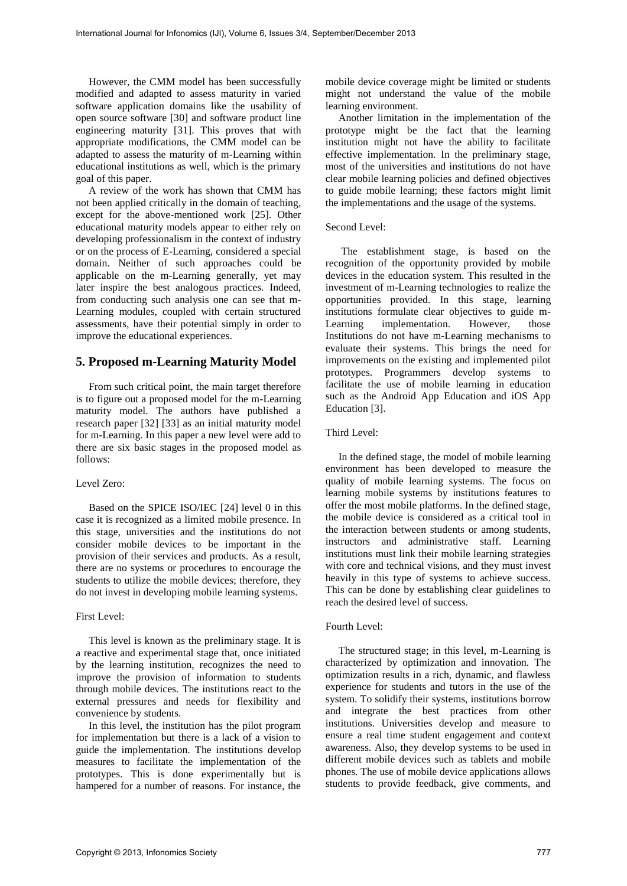However, the CMM model has been successfully modified and adapted to assess maturity in varied software application domains like the usability of open source software [30] and software product line engineering maturity [31]. This proves that with appropriate modifications, the CMM model can be adapted to assess the maturity of m-Learning within educational institutions as well, which is the primary goal of this paper.

A review of the work has shown that CMM has not been applied critically in the domain of teaching, except for the above-mentioned work [25]. Other educational maturity models appear to either rely on developing professionalism in the context of industry or on the process of E-Learning, considered a special domain. Neither of such approaches could be applicable on the m-Learning generally, yet may later inspire the best analogous practices. Indeed, from conducting such analysis one can see that m-Learning modules, coupled with certain structured assessments, have their potential simply in order to improve the educational experiences.

## 5. Proposed m-Learning Maturity Model

From such critical point, the main target therefore is to figure out a proposed model for the m-Learning maturity model. The authors have published a research paper [32] [33] as an initial maturity model for m-Learning. In this paper a new level were add to there are six basic stages in the proposed model as follows:

Level Zero:

Based on the SPICE ISO/IEC [24] level 0 in this case it is recognized as a limited mobile presence. In this stage, universities and the institutions do not consider mobile devices to be important in the provision of their services and products. As a result, there are no systems or procedures to encourage the students to utilize the mobile devices; therefore, they do not invest in developing mobile learning systems.

First Level:

This level is known as the preliminary stage. It is a reactive and experimental stage that, once initiated by the learning institution, recognizes the need to improve the provision of information to students through mobile devices. The institutions react to the external pressures and needs for flexibility and convenience by students.

In this level, the institution has the pilot program for implementation but there is a lack of a vision to guide the implementation. The institutions develop measures to facilitate the implementation of the prototypes. This is done experimentally but is hampered for a number of reasons. For instance, the mobile device coverage might be limited or students might not understand the value of the mobile learning environment.

Another limitation in the implementation of the prototype might be the fact that the learning institution might not have the ability to facilitate effective implementation. In the preliminary stage, most of the universities and institutions do not have clear mobile learning policies and defined objectives to guide mobile learning; these factors might limit the implementations and the usage of the systems.

Second Level:

The establishment stage, is based on the recognition of the opportunity provided by mobile devices in the education system. This resulted in the investment of m-Learning technologies to realize the opportunities provided. In this stage, learning institutions formulate clear objectives to guide m-Learning implementation. However, those Institutions do not have m-Learning mechanisms to evaluate their systems. This brings the need for improvements on the existing and implemented pilot prototypes. Programmers develop systems to facilitate the use of mobile learning in education such as the Android App Education and iOS App Education [3].

Third Level:

In the defined stage, the model of mobile learning environment has been developed to measure the quality of mobile learning systems. The focus on learning mobile systems by institutions features to offer the most mobile platforms. In the defined stage, the mobile device is considered as a critical tool in the interaction between students or among students, instructors and administrative staff. Learning institutions must link their mobile learning strategies with core and technical visions, and they must invest heavily in this type of systems to achieve success. This can be done by establishing clear guidelines to reach the desired level of success.

Fourth Level:

The structured stage; in this level, m-Learning is characterized by optimization and innovation. The optimization results in a rich, dynamic, and flawless experience for students and tutors in the use of the system. To solidify their systems, institutions borrow and integrate the best practices from other institutions. Universities develop and measure to ensure a real time student engagement and context awareness. Also, they develop systems to be used in different mobile devices such as tablets and mobile phones. The use of mobile device applications allows students to provide feedback, give comments, and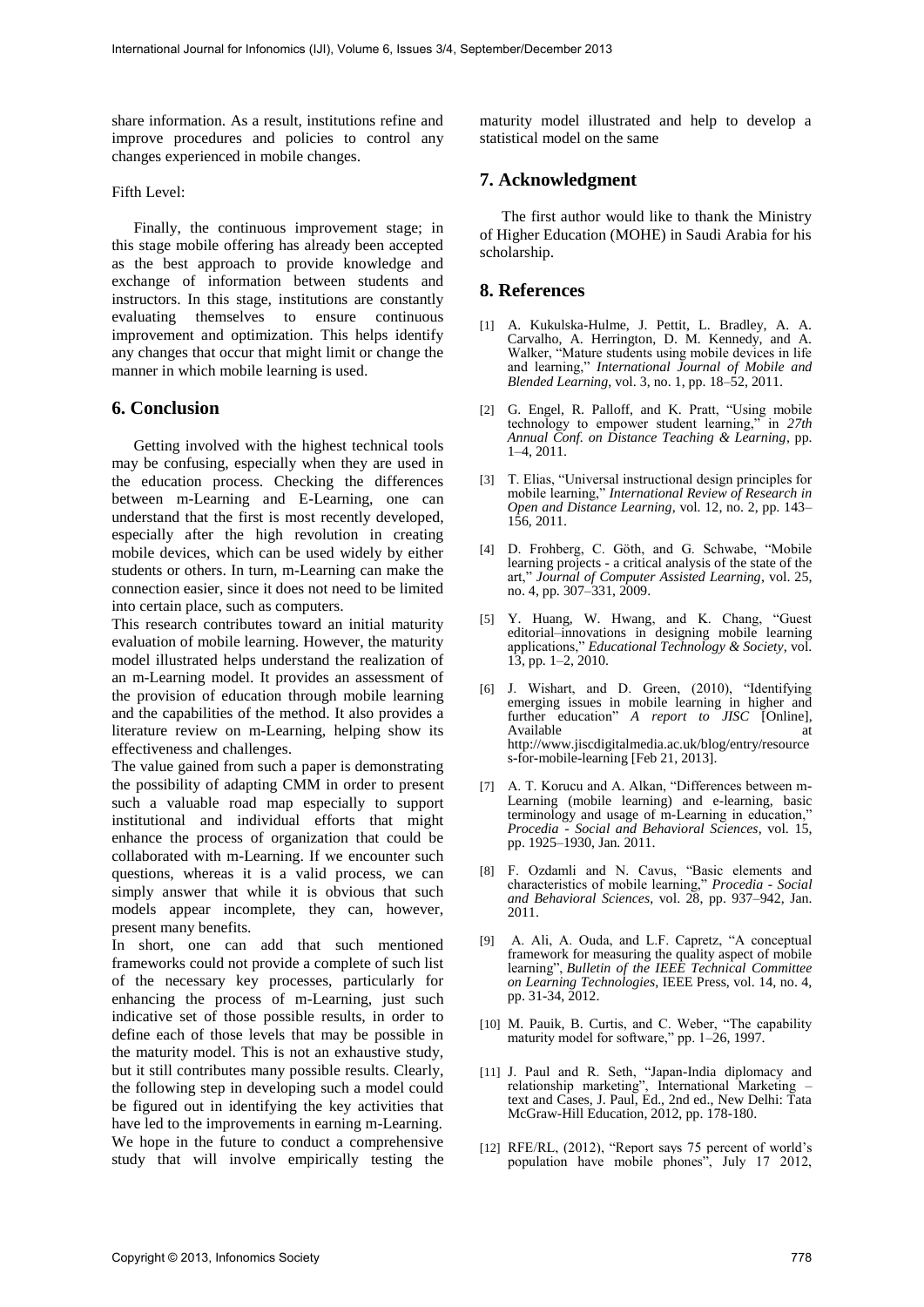share information. As a result, institutions refine and improve procedures and policies to control any changes experienced in mobile changes.

Fifth Level:

Finally, the continuous improvement stage; in this stage mobile offering has already been accepted as the best approach to provide knowledge and exchange of information between students and instructors. In this stage, institutions are constantly evaluating themselves to ensure continuous improvement and optimization. This helps identify any changes that occur that might limit or change the manner in which mobile learning is used.

## 6. Conclusion

Getting involved with the highest technical tools may be confusing, especially when they are used in the education process. Checking the differences between m-Learning and E-Learning, one can understand that the first is most recently developed, especially after the high revolution in creating mobile devices, which can be used widely by either students or others. In turn, m-Learning can make the connection easier, since it does not need to be limited into certain place, such as computers.

This research contributes toward an initial maturity evaluation of mobile learning. However, the maturity model illustrated helps understand the realization of an m-Learning model. It provides an assessment of the provision of education through mobile learning and the capabilities of the method. It also provides a literature review on m-Learning, helping show its effectiveness and challenges.

The value gained from such a paper is demonstrating the possibility of adapting CMM in order to present such a valuable road map especially to support institutional and individual efforts that might enhance the process of organization that could be collaborated with m-Learning. If we encounter such questions, whereas it is a valid process, we can simply answer that while it is obvious that such models appear incomplete, they can, however, present many benefits.

In short, one can add that such mentioned frameworks could not provide a complete of such list of the necessary key processes, particularly for enhancing the process of m-Learning, just such indicative set of those possible results, in order to define each of those levels that may be possible in the maturity model. This is not an exhaustive study, but it still contributes many possible results. Clearly, the following step in developing such a model could be figured out in identifying the key activities that have led to the improvements in earning m-Learning. We hope in the future to conduct a comprehensive study that will involve empirically testing the maturity model illustrated and help to develop a statistical model on the same

## 7. Acknowledgment

The first author would like to thank the Ministry of Higher Education (MOHE) in Saudi Arabia for his scholarship.

## 8. References

[1] A. Kukulska-Hulme, J. Pettit, L. Bradley, A. A. Carvalho, A. Herrington, D. M. Kennedy, and A. Walker, "Mature students using mobile devices in life and learning," *International Journal of Mobile and Blended Learning*, vol. 3, no. 1, pp. 18–52, 2011.

[2] G. Engel, R. Palloff, and K. Pratt, "Using mobile technology to empower student learning," in *27th Annual Conf. on Distance Teaching & Learning*, pp. 1–4, 2011.

[3] T. Elias, "Universal instructional design principles for mobile learning," *International Review of Research in Open and Distance Learning*, vol. 12, no. 2, pp. 143–156, 2011.

[4] D. Frohberg, C. Göth, and G. Schwabe, "Mobile learning projects - a critical analysis of the state of the art," *Journal of Computer Assisted Learning*, vol. 25, no. 4, pp. 307–331, 2009.

[5] Y. Huang, W. Hwang, and K. Chang, "Guest editorial–innovations in designing mobile learning applications," *Educational Technology & Society*, vol. 13, pp. 1–2, 2010.

[6] J. Wishart, and D. Green, (2010), "Identifying emerging issues in mobile learning in higher and further education" *A report to JISC* [Online], Available at http://www.jiscdigitalmedia.ac.uk/blog/entry/resources-for-mobile-learning [Feb 21, 2013].

[7] A. T. Korucu and A. Alkan, "Differences between m-Learning (mobile learning) and e-learning, basic terminology and usage of m-Learning in education," *Procedia - Social and Behavioral Sciences*, vol. 15, pp. 1925–1930, Jan. 2011.

[8] F. Ozdamli and N. Cavus, "Basic elements and characteristics of mobile learning," *Procedia - Social and Behavioral Sciences*, vol. 28, pp. 937–942, Jan. 2011.

[9] A. Ali, A. Ouda, and L.F. Capretz, "A conceptual framework for measuring the quality aspect of mobile learning", *Bulletin of the IEEE Technical Committee on Learning Technologies*, IEEE Press, vol. 14, no. 4, pp. 31-34, 2012.

[10] M. Pauik, B. Curtis, and C. Weber, "The capability maturity model for software," pp. 1–26, 1997.

[11] J. Paul and R. Seth, "Japan-India diplomacy and relationship marketing", International Marketing – text and Cases, J. Paul, Ed., 2nd ed., New Delhi: Tata McGraw-Hill Education, 2012, pp. 178-180.

[12] RFE/RL, (2012), "Report says 75 percent of world's population have mobile phones", July 17 2012,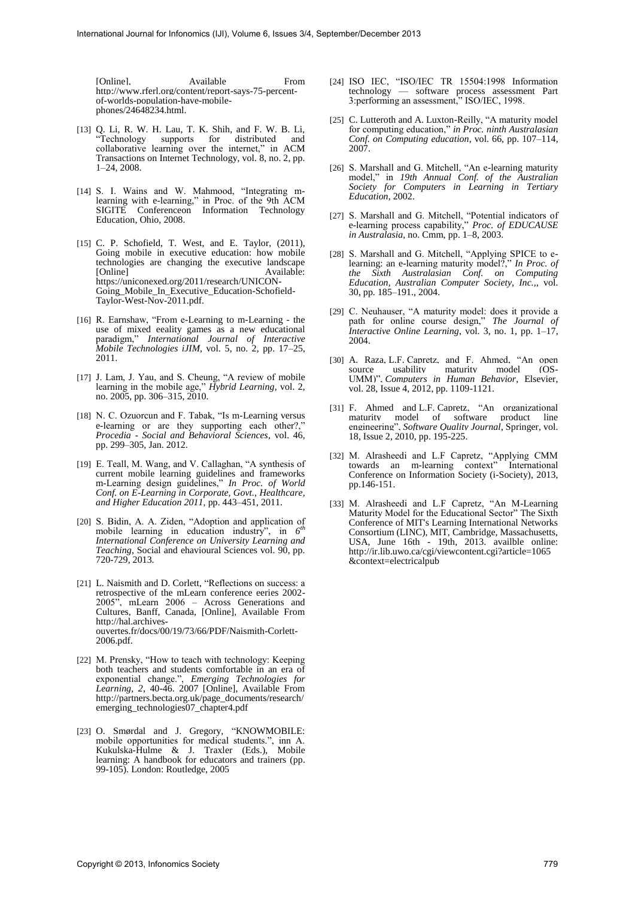[Online], Available From http://www.rferl.org/content/report-says-75-percent-of-worlds-population-have-mobile-phones/24648234.html.

[13] Q. Li, R. W. H. Lau, T. K. Shih, and F. W. B. Li, "Technology supports for distributed and collaborative learning over the internet," in ACM Transactions on Internet Technology, vol. 8, no. 2, pp. 1–24, 2008.

[14] S. I. Wains and W. Mahmood, "Integrating m-learning with e-learning," in Proc. of the 9th ACM SIGITE Conferenceon Information Technology Education, Ohio, 2008.

[15] C. P. Schofield, T. West, and E. Taylor, (2011), Going mobile in executive education: how mobile technologies are changing the executive landscape [Online] Available: https://uniconexed.org/2011/research/UNICON-Going_Mobile_In_Executive_Education-Schofield-Taylor-West-Nov-2011.pdf.

[16] R. Earnshaw, "From e-Learning to m-Learning - the use of mixed eeality games as a new educational paradigm," *International Journal of Interactive Mobile Technologies iJIM*, vol. 5, no. 2, pp. 17–25, 2011.

[17] J. Lam, J. Yau, and S. Cheung, "A review of mobile learning in the mobile age," *Hybrid Learning*, vol. 2, no. 2005, pp. 306–315, 2010.

[18] N. C. Ozuorcun and F. Tabak, "Is m-Learning versus e-learning or are they supporting each other?," *Procedia - Social and Behavioral Sciences*, vol. 46, pp. 299–305, Jan. 2012.

[19] E. Teall, M. Wang, and V. Callaghan, "A synthesis of current mobile learning guidelines and frameworks m-Learning design guidelines," *In Proc. of World Conf. on E-Learning in Corporate, Govt., Healthcare, and Higher Education 2011*, pp. 443–451, 2011.

[20] S. Bidin, A. A. Ziden, "Adoption and application of mobile learning in education industry", in *6th International Conference on University Learning and Teaching*, Social and ehavioural Sciences vol. 90, pp. 720-729, 2013.

[21] L. Naismith and D. Corlett, "Reflections on success: a retrospective of the mLearn conference eeries 2002-2005", mLearn 2006 – Across Generations and Cultures, Banff, Canada, [Online], Available From http://hal.archives-ouvertes.fr/docs/00/19/73/66/PDF/Naismith-Corlett-2006.pdf.

[22] M. Prensky, "How to teach with technology: Keeping both teachers and students comfortable in an era of exponential change.", *Emerging Technologies for Learning*, *2*, 40-46. 2007 [Online], Available From http://partners.becta.org.uk/page_documents/research/emerging_technologies07_chapter4.pdf

[23] O. Smørdal and J. Gregory, "KNOWMOBILE: mobile opportunities for medical students.", inn A. Kukulska-Hulme & J. Traxler (Eds.), Mobile learning: A handbook for educators and trainers (pp. 99-105). London: Routledge, 2005

[24] ISO IEC, "ISO/IEC TR 15504:1998 Information technology — software process assessment Part 3:performing an assessment," ISO/IEC, 1998.

[25] C. Lutteroth and A. Luxton-Reilly, "A maturity model for computing education," *in Proc. ninth Australasian Conf. on Computing education*, vol. 66, pp. 107–114, 2007.

[26] S. Marshall and G. Mitchell, "An e-learning maturity model," in *19th Annual Conf. of the Australian Society for Computers in Learning in Tertiary Education*, 2002.

[27] S. Marshall and G. Mitchell, "Potential indicators of e-learning process capability," *Proc. of EDUCAUSE in Australasia*, no. Cmm, pp. 1–8, 2003.

[28] S. Marshall and G. Mitchell, "Applying SPICE to e-learning: an e-learning maturity model?," *In Proc. of the Sixth Australasian Conf. on Computing Education, Australian Computer Society, Inc.,*, vol. 30, pp. 185–191., 2004.

[29] C. Neuhauser, "A maturity model: does it provide a path for online course design," *The Journal of Interactive Online Learning*, vol. 3, no. 1, pp. 1–17, 2004.

[30] A. Raza, L.F. Capretz, and F. Ahmed, "An open source usability maturity model (OS-UMM)", *Computers in Human Behavior*, Elsevier, vol. 28, Issue 4, 2012, pp. 1109-1121.

[31] F. Ahmed and L.F. Capretz, "An organizational maturity model of software product line engineering", *Software Quality Journal*, Springer, vol. 18, Issue 2, 2010, pp. 195-225.

[32] M. Alrasheedi and L.F Capretz, "Applying CMM towards an m-learning context" International Conference on Information Society (i-Society), 2013, pp.146-151.

[33] M. Alrasheedi and L.F Capretz, "An M-Learning Maturity Model for the Educational Sector" The Sixth Conference of MIT's Learning International Networks Consortium (LINC), MIT, Cambridge, Massachusetts, USA, June 16th - 19th, 2013. availble online: http://ir.lib.uwo.ca/cgi/viewcontent.cgi?article=1065&context=electricalpub